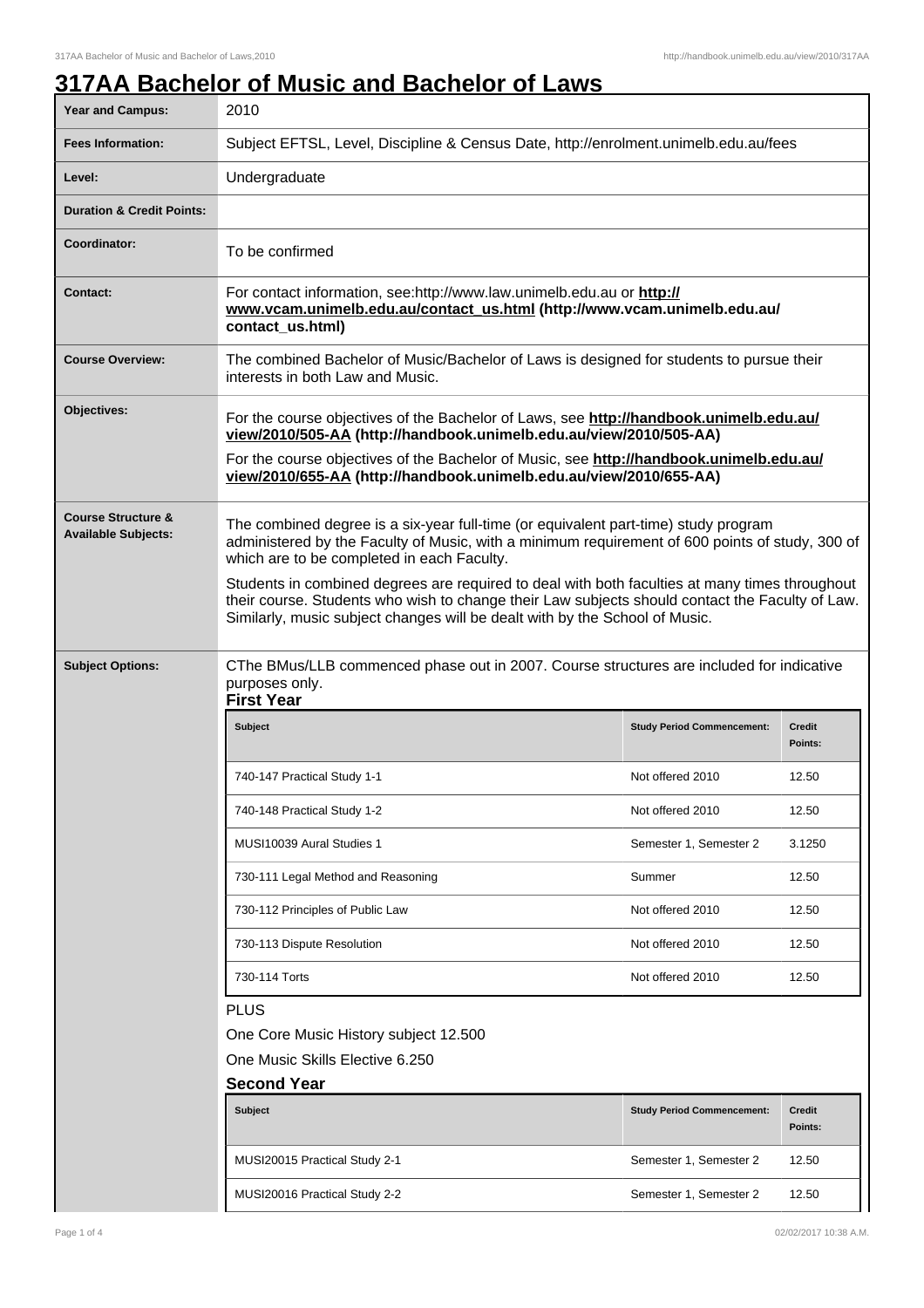# 317AA Bachelor of Music and Bachelor of Laws

| | |
|---|---|
| **Year and Campus:** | 2010 |
| **Fees Information:** | Subject EFTSL, Level, Discipline & Census Date, http://enrolment.unimelb.edu.au/fees |
| **Level:** | Undergraduate |
| **Duration & Credit Points:** | |
| **Coordinator:** | To be confirmed |
| **Contact:** | For contact information, see:http://www.law.unimelb.edu.au or **http://www.vcam.unimelb.edu.au/contact_us.html (http://www.vcam.unimelb.edu.au/contact_us.html)** |
| **Course Overview:** | The combined Bachelor of Music/Bachelor of Laws is designed for students to pursue their interests in both Law and Music. |
| **Objectives:** | For the course objectives of the Bachelor of Laws, see **http://handbook.unimelb.edu.au/view/2010/505-AA (http://handbook.unimelb.edu.au/view/2010/505-AA)** For the course objectives of the Bachelor of Music, see **http://handbook.unimelb.edu.au/view/2010/655-AA (http://handbook.unimelb.edu.au/view/2010/655-AA)** |
| **Course Structure & Available Subjects:** | The combined degree is a six-year full-time (or equivalent part-time) study program administered by the Faculty of Music, with a minimum requirement of 600 points of study, 300 of which are to be completed in each Faculty. Students in combined degrees are required to deal with both faculties at many times throughout their course. Students who wish to change their Law subjects should contact the Faculty of Law. Similarly, music subject changes will be dealt with by the School of Music. |

**Subject Options:**

CThe BMus/LLB commenced phase out in 2007. Course structures are included for indicative purposes only.

### First Year

| Subject | Study Period Commencement: | Credit Points: |
|---|---|---|
| 740-147 Practical Study 1-1 | Not offered 2010 | 12.50 |
| 740-148 Practical Study 1-2 | Not offered 2010 | 12.50 |
| MUSI10039 Aural Studies 1 | Semester 1, Semester 2 | 3.1250 |
| 730-111 Legal Method and Reasoning | Summer | 12.50 |
| 730-112 Principles of Public Law | Not offered 2010 | 12.50 |
| 730-113 Dispute Resolution | Not offered 2010 | 12.50 |
| 730-114 Torts | Not offered 2010 | 12.50 |

PLUS

One Core Music History subject 12.500

One Music Skills Elective 6.250

### Second Year

| Subject | Study Period Commencement: | Credit Points: |
|---|---|---|
| MUSI20015 Practical Study 2-1 | Semester 1, Semester 2 | 12.50 |
| MUSI20016 Practical Study 2-2 | Semester 1, Semester 2 | 12.50 |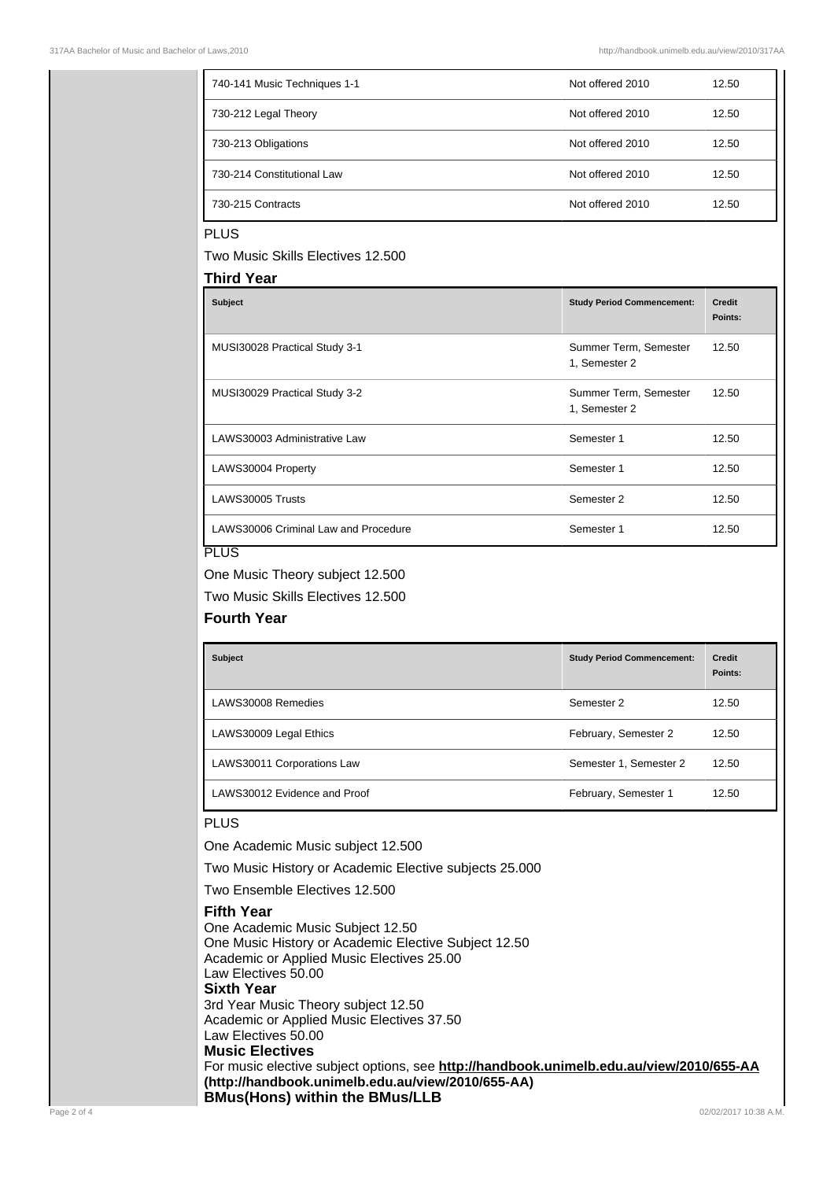| | | |
|---|---|---|
| 740-141 Music Techniques 1-1 | Not offered 2010 | 12.50 |
| 730-212 Legal Theory | Not offered 2010 | 12.50 |
| 730-213 Obligations | Not offered 2010 | 12.50 |
| 730-214 Constitutional Law | Not offered 2010 | 12.50 |
| 730-215 Contracts | Not offered 2010 | 12.50 |

PLUS

Two Music Skills Electives 12.500

### Third Year

| Subject | Study Period Commencement: | Credit Points: |
|---|---|---|
| MUSI30028 Practical Study 3-1 | Summer Term, Semester 1, Semester 2 | 12.50 |
| MUSI30029 Practical Study 3-2 | Summer Term, Semester 1, Semester 2 | 12.50 |
| LAWS30003 Administrative Law | Semester 1 | 12.50 |
| LAWS30004 Property | Semester 1 | 12.50 |
| LAWS30005 Trusts | Semester 2 | 12.50 |
| LAWS30006 Criminal Law and Procedure | Semester 1 | 12.50 |

PLUS

One Music Theory subject 12.500

Two Music Skills Electives 12.500

### Fourth Year

| Subject | Study Period Commencement: | Credit Points: |
|---|---|---|
| LAWS30008 Remedies | Semester 2 | 12.50 |
| LAWS30009 Legal Ethics | February, Semester 2 | 12.50 |
| LAWS30011 Corporations Law | Semester 1, Semester 2 | 12.50 |
| LAWS30012 Evidence and Proof | February, Semester 1 | 12.50 |

PLUS

One Academic Music subject 12.500

Two Music History or Academic Elective subjects 25.000

Two Ensemble Electives 12.500

### Fifth Year

One Academic Music Subject 12.50
One Music History or Academic Elective Subject 12.50
Academic or Applied Music Electives 25.00
Law Electives 50.00

### Sixth Year

3rd Year Music Theory subject 12.50
Academic or Applied Music Electives 37.50
Law Electives 50.00

### Music Electives

For music elective subject options, see **http://handbook.unimelb.edu.au/view/2010/655-AA (http://handbook.unimelb.edu.au/view/2010/655-AA)**

### BMus(Hons) within the BMus/LLB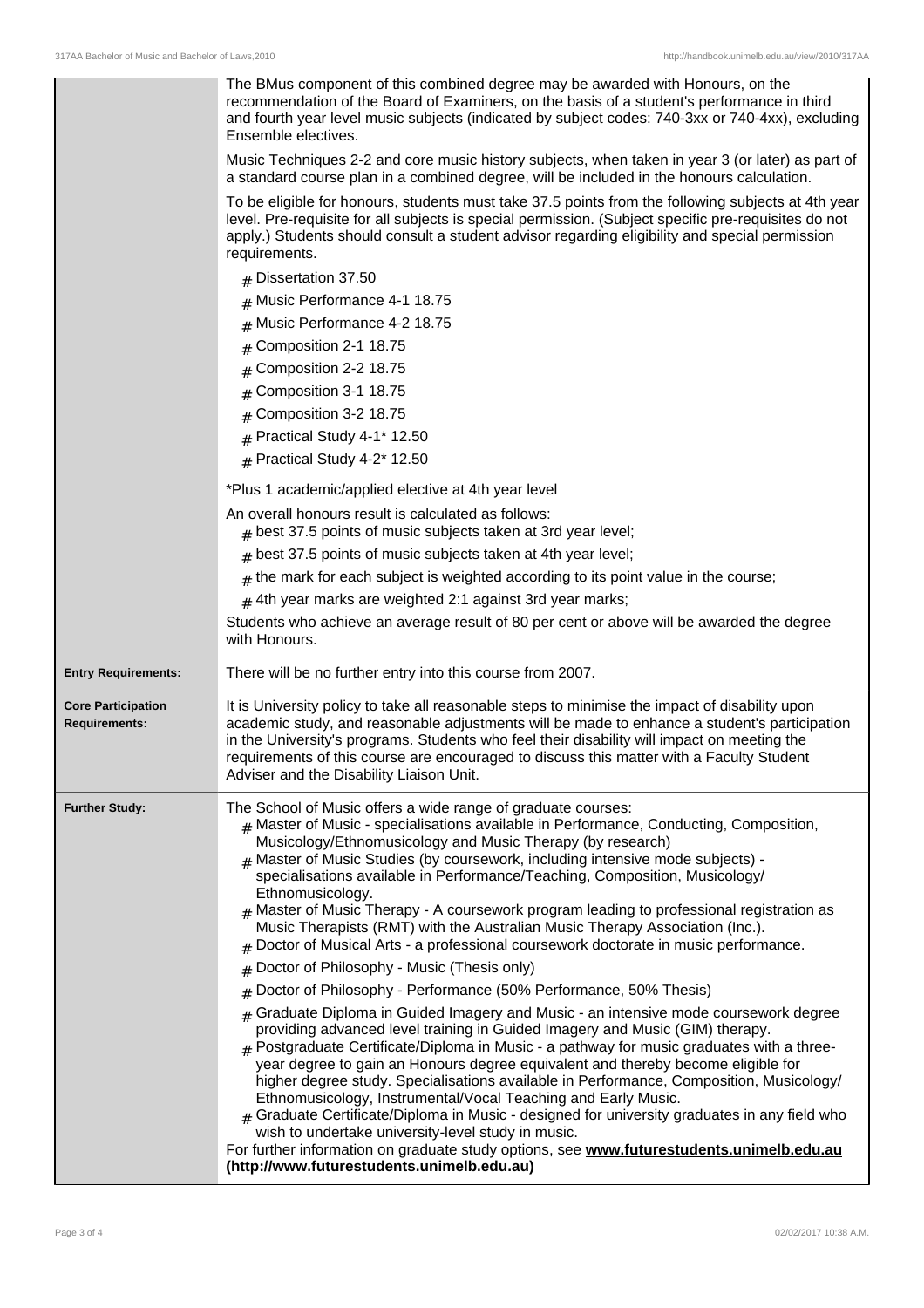| | |
|---|---|
| | The BMus component of this combined degree may be awarded with Honours, on the recommendation of the Board of Examiners, on the basis of a student's performance in third and fourth year level music subjects (indicated by subject codes: 740-3xx or 740-4xx), excluding Ensemble electives.<br><br>Music Techniques 2-2 and core music history subjects, when taken in year 3 (or later) as part of a standard course plan in a combined degree, will be included in the honours calculation.<br><br>To be eligible for honours, students must take 37.5 points from the following subjects at 4th year level. Pre-requisite for all subjects is special permission. (Subject specific pre-requisites do not apply.) Students should consult a student advisor regarding eligibility and special permission requirements.<br><br># Dissertation 37.50<br># Music Performance 4-1 18.75<br># Music Performance 4-2 18.75<br># Composition 2-1 18.75<br># Composition 2-2 18.75<br># Composition 3-1 18.75<br># Composition 3-2 18.75<br># Practical Study 4-1* 12.50<br># Practical Study 4-2* 12.50<br><br>*Plus 1 academic/applied elective at 4th year level<br><br>An overall honours result is calculated as follows:<br># best 37.5 points of music subjects taken at 3rd year level;<br># best 37.5 points of music subjects taken at 4th year level;<br># the mark for each subject is weighted according to its point value in the course;<br># 4th year marks are weighted 2:1 against 3rd year marks;<br><br>Students who achieve an average result of 80 per cent or above will be awarded the degree with Honours. |
| **Entry Requirements:** | There will be no further entry into this course from 2007. |
| **Core Participation Requirements:** | It is University policy to take all reasonable steps to minimise the impact of disability upon academic study, and reasonable adjustments will be made to enhance a student's participation in the University's programs. Students who feel their disability will impact on meeting the requirements of this course are encouraged to discuss this matter with a Faculty Student Adviser and the Disability Liaison Unit. |
| **Further Study:** | The School of Music offers a wide range of graduate courses:<br># Master of Music - specialisations available in Performance, Conducting, Composition, Musicology/Ethnomusicology and Music Therapy (by research)<br># Master of Music Studies (by coursework, including intensive mode subjects) - specialisations available in Performance/Teaching, Composition, Musicology/ Ethnomusicology.<br># Master of Music Therapy - A coursework program leading to professional registration as Music Therapists (RMT) with the Australian Music Therapy Association (Inc.).<br># Doctor of Musical Arts - a professional coursework doctorate in music performance.<br># Doctor of Philosophy - Music (Thesis only)<br># Doctor of Philosophy - Performance (50% Performance, 50% Thesis)<br># Graduate Diploma in Guided Imagery and Music - an intensive mode coursework degree providing advanced level training in Guided Imagery and Music (GIM) therapy.<br># Postgraduate Certificate/Diploma in Music - a pathway for music graduates with a three-year degree to gain an Honours degree equivalent and thereby become eligible for higher degree study. Specialisations available in Performance, Composition, Musicology/ Ethnomusicology, Instrumental/Vocal Teaching and Early Music.<br># Graduate Certificate/Diploma in Music - designed for university graduates in any field who wish to undertake university-level study in music.<br><br>For further information on graduate study options, see **www.futurestudents.unimelb.edu.au (http://www.futurestudents.unimelb.edu.au)** |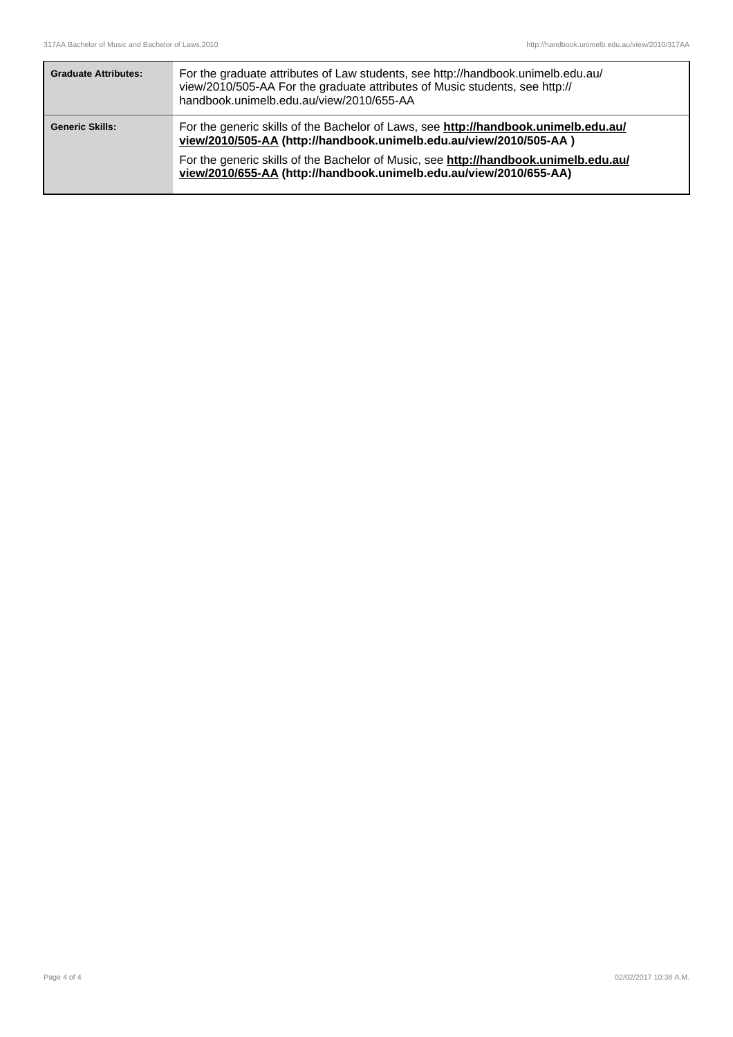| | |
|---|---|
| **Graduate Attributes:** | For the graduate attributes of Law students, see http://handbook.unimelb.edu.au/view/2010/505-AA For the graduate attributes of Music students, see http://handbook.unimelb.edu.au/view/2010/655-AA |
| **Generic Skills:** | For the generic skills of the Bachelor of Laws, see **http://handbook.unimelb.edu.au/view/2010/505-AA (http://handbook.unimelb.edu.au/view/2010/505-AA )**<br><br>For the generic skills of the Bachelor of Music, see **http://handbook.unimelb.edu.au/view/2010/655-AA (http://handbook.unimelb.edu.au/view/2010/655-AA)** |